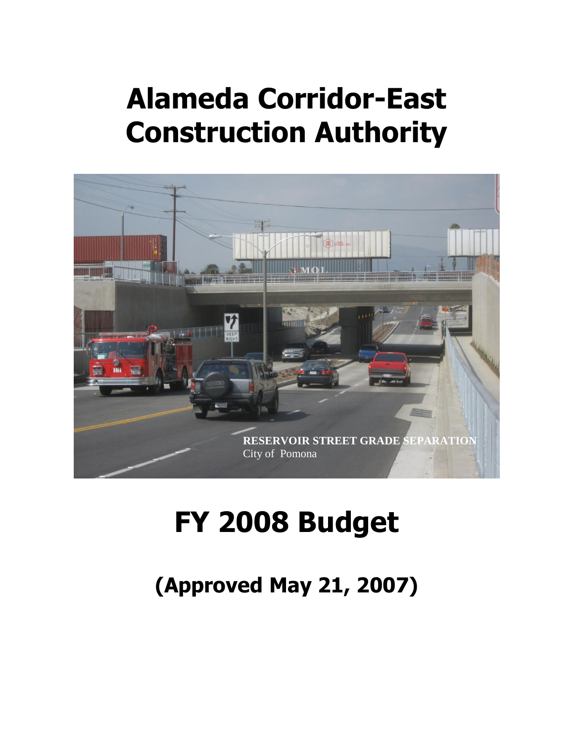# Alameda Corridor-East Construction Authority

RESERVOIR STREET GRADE SEPARATION
City of Pomona

# FY 2008 Budget

## (Approved May 21, 2007)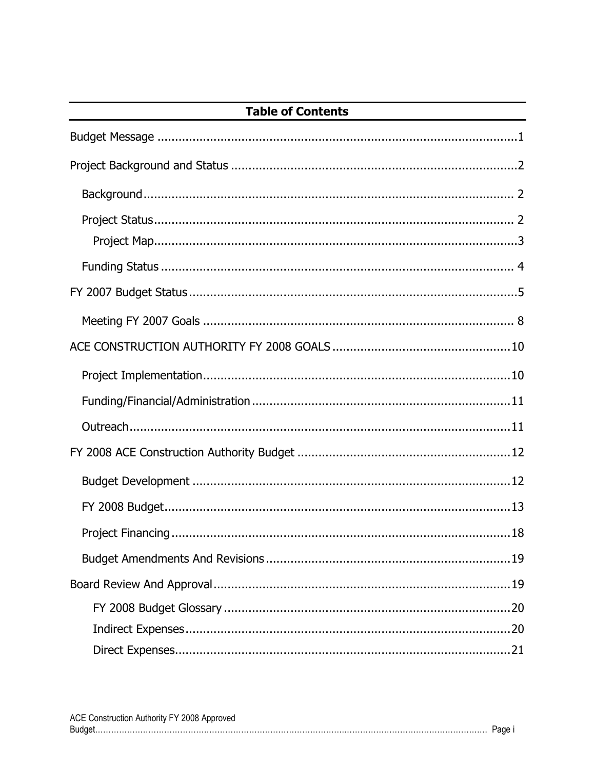# Table of Contents

Budget Message ........................................................................................................1

Project Background and Status ................................................................................2

- Background ........................................................................................................ 2
- Project Status ...................................................................................................... 2
  - Project Map ......................................................................................................3
- Funding Status .................................................................................................... 4

FY 2007 Budget Status .............................................................................................5

- Meeting FY 2007 Goals ........................................................................................ 8

ACE CONSTRUCTION AUTHORITY FY 2008 GOALS ..................................................10

- Project Implementation ......................................................................................10
- Funding/Financial/Administration ........................................................................11
- Outreach ............................................................................................................11

FY 2008 ACE Construction Authority Budget ............................................................12

- Budget Development ..........................................................................................12
- FY 2008 Budget ..................................................................................................13
- Project Financing ................................................................................................18
- Budget Amendments And Revisions .....................................................................19

Board Review And Approval ....................................................................................19

- FY 2008 Budget Glossary ..................................................................................20
- Indirect Expenses ............................................................................................20
- Direct Expenses ...............................................................................................21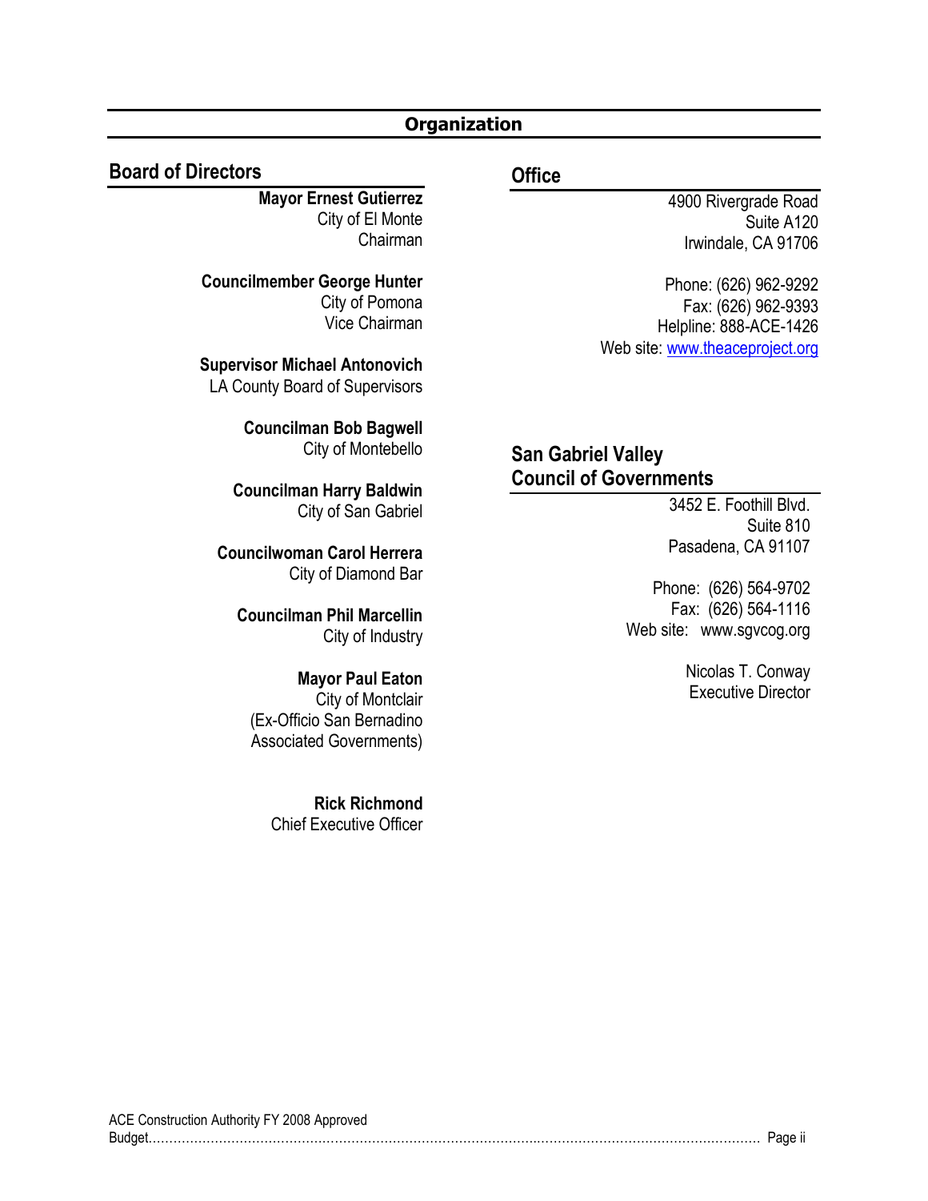# Organization

## Board of Directors

**Mayor Ernest Gutierrez**
City of El Monte
Chairman

**Councilmember George Hunter**
City of Pomona
Vice Chairman

**Supervisor Michael Antonovich**
LA County Board of Supervisors

**Councilman Bob Bagwell**
City of Montebello

**Councilman Harry Baldwin**
City of San Gabriel

**Councilwoman Carol Herrera**
City of Diamond Bar

**Councilman Phil Marcellin**
City of Industry

**Mayor Paul Eaton**
City of Montclair
(Ex-Officio San Bernadino Associated Governments)

**Rick Richmond**
Chief Executive Officer

## Office

4900 Rivergrade Road
Suite A120
Irwindale, CA 91706

Phone: (626) 962-9292
Fax: (626) 962-9393
Helpline: 888-ACE-1426
Web site: www.theaceproject.org

## San Gabriel Valley Council of Governments

3452 E. Foothill Blvd.
Suite 810
Pasadena, CA 91107

Phone: (626) 564-9702
Fax: (626) 564-1116
Web site: www.sgvcog.org

Nicolas T. Conway
Executive Director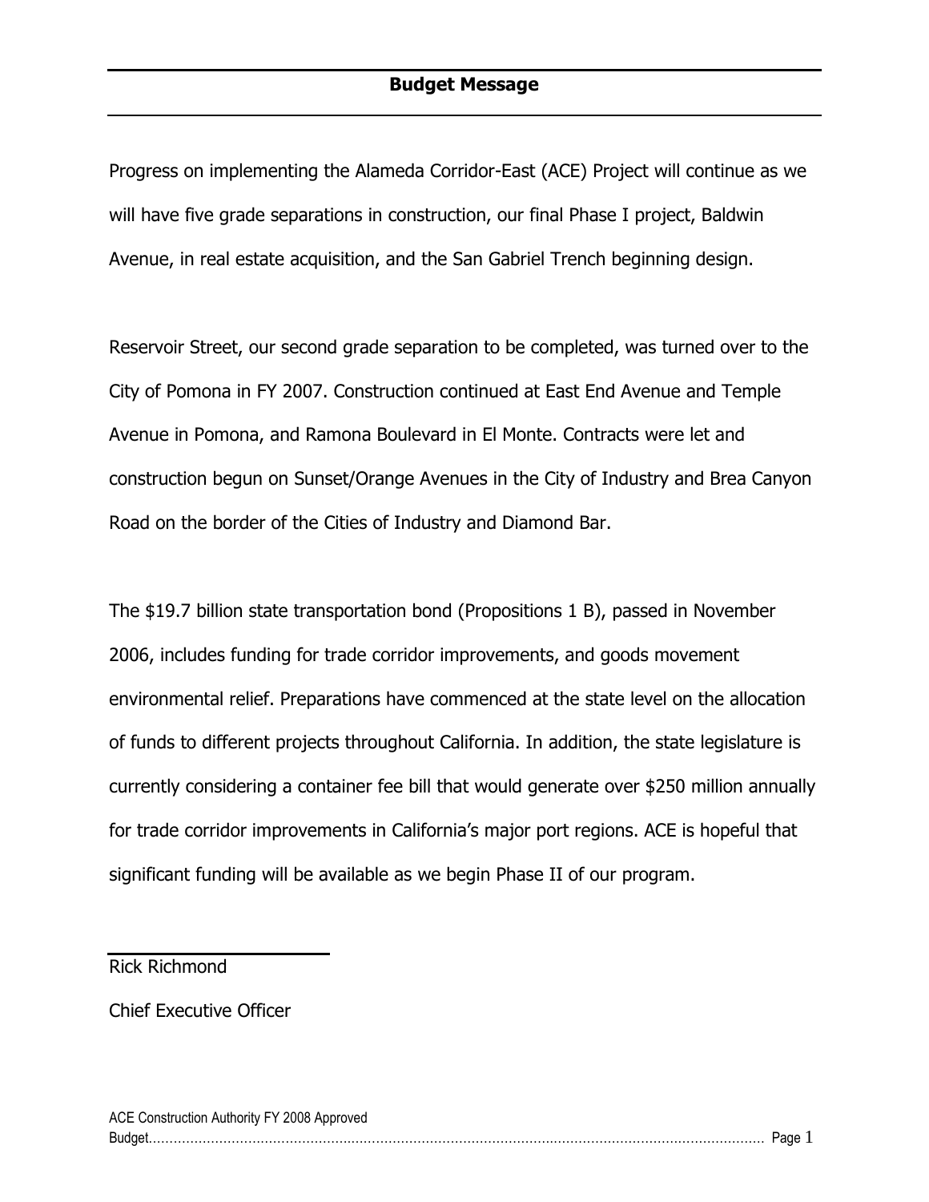# Budget Message

Progress on implementing the Alameda Corridor-East (ACE) Project will continue as we will have five grade separations in construction, our final Phase I project, Baldwin Avenue, in real estate acquisition, and the San Gabriel Trench beginning design.

Reservoir Street, our second grade separation to be completed, was turned over to the City of Pomona in FY 2007. Construction continued at East End Avenue and Temple Avenue in Pomona, and Ramona Boulevard in El Monte. Contracts were let and construction begun on Sunset/Orange Avenues in the City of Industry and Brea Canyon Road on the border of the Cities of Industry and Diamond Bar.

The $19.7 billion state transportation bond (Propositions 1 B), passed in November 2006, includes funding for trade corridor improvements, and goods movement environmental relief. Preparations have commenced at the state level on the allocation of funds to different projects throughout California. In addition, the state legislature is currently considering a container fee bill that would generate over $250 million annually for trade corridor improvements in California's major port regions. ACE is hopeful that significant funding will be available as we begin Phase II of our program.

Rick Richmond

Chief Executive Officer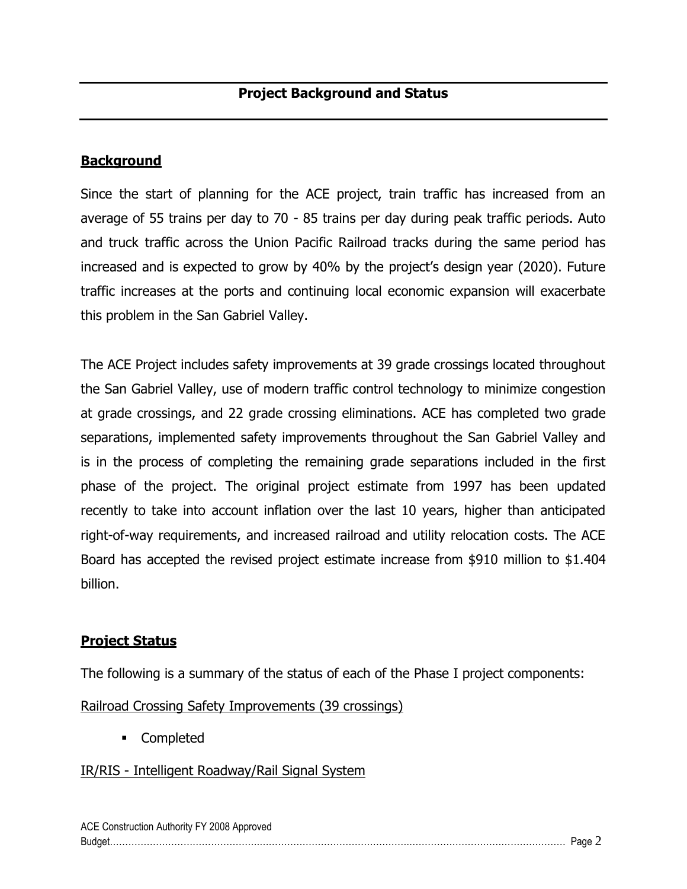## Project Background and Status

### Background

Since the start of planning for the ACE project, train traffic has increased from an average of 55 trains per day to 70 - 85 trains per day during peak traffic periods. Auto and truck traffic across the Union Pacific Railroad tracks during the same period has increased and is expected to grow by 40% by the project's design year (2020). Future traffic increases at the ports and continuing local economic expansion will exacerbate this problem in the San Gabriel Valley.

The ACE Project includes safety improvements at 39 grade crossings located throughout the San Gabriel Valley, use of modern traffic control technology to minimize congestion at grade crossings, and 22 grade crossing eliminations. ACE has completed two grade separations, implemented safety improvements throughout the San Gabriel Valley and is in the process of completing the remaining grade separations included in the first phase of the project. The original project estimate from 1997 has been updated recently to take into account inflation over the last 10 years, higher than anticipated right-of-way requirements, and increased railroad and utility relocation costs. The ACE Board has accepted the revised project estimate increase from $910 million to $1.404 billion.

### Project Status

The following is a summary of the status of each of the Phase I project components:

Railroad Crossing Safety Improvements (39 crossings)

- Completed

IR/RIS - Intelligent Roadway/Rail Signal System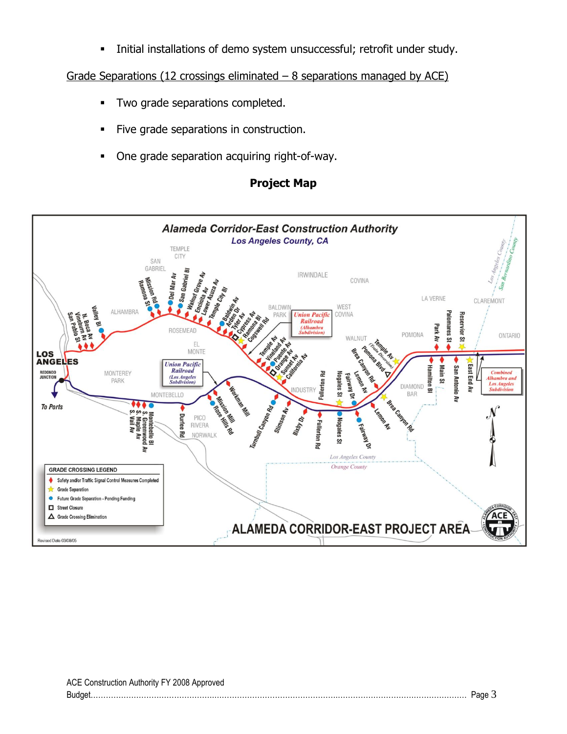- Initial installations of demo system unsuccessful; retrofit under study.

Grade Separations (12 crossings eliminated – 8 separations managed by ACE)

- Two grade separations completed.
- Five grade separations in construction.
- One grade separation acquiring right-of-way.

**Project Map**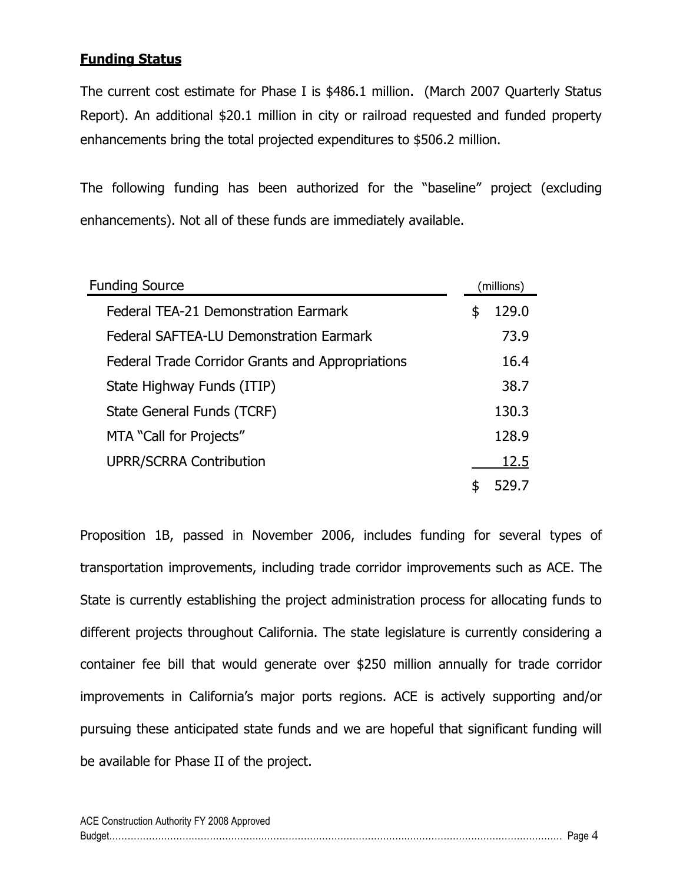**Funding Status**

The current cost estimate for Phase I is $486.1 million. (March 2007 Quarterly Status Report). An additional $20.1 million in city or railroad requested and funded property enhancements bring the total projected expenditures to $506.2 million.

The following funding has been authorized for the "baseline" project (excluding enhancements). Not all of these funds are immediately available.

| Funding Source | (millions) |
|---|---|
| Federal TEA-21 Demonstration Earmark | $ 129.0 |
| Federal SAFTEA-LU Demonstration Earmark | 73.9 |
| Federal Trade Corridor Grants and Appropriations | 16.4 |
| State Highway Funds (ITIP) | 38.7 |
| State General Funds (TCRF) | 130.3 |
| MTA "Call for Projects" | 128.9 |
| UPRR/SCRRA Contribution | 12.5 |
| | $ 529.7 |

Proposition 1B, passed in November 2006, includes funding for several types of transportation improvements, including trade corridor improvements such as ACE. The State is currently establishing the project administration process for allocating funds to different projects throughout California. The state legislature is currently considering a container fee bill that would generate over $250 million annually for trade corridor improvements in California's major ports regions. ACE is actively supporting and/or pursuing these anticipated state funds and we are hopeful that significant funding will be available for Phase II of the project.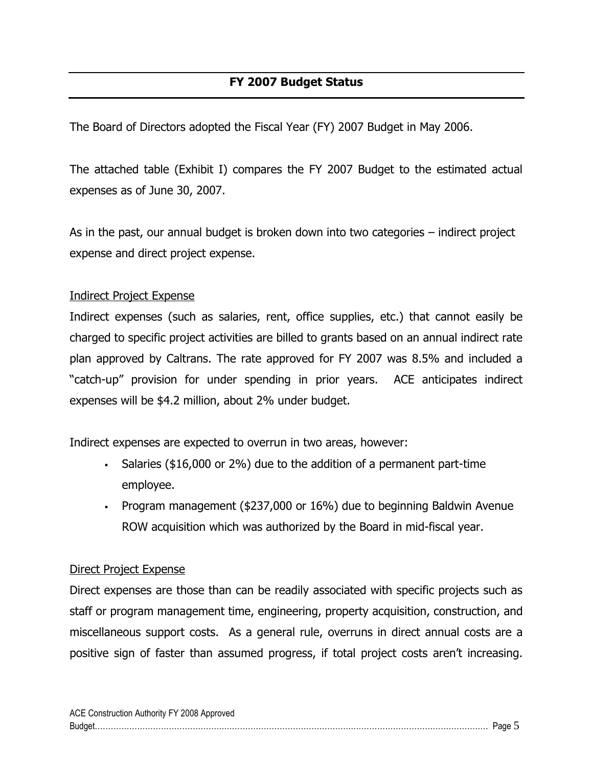## FY 2007 Budget Status

The Board of Directors adopted the Fiscal Year (FY) 2007 Budget in May 2006.

The attached table (Exhibit I) compares the FY 2007 Budget to the estimated actual expenses as of June 30, 2007.

As in the past, our annual budget is broken down into two categories – indirect project expense and direct project expense.

Indirect Project Expense

Indirect expenses (such as salaries, rent, office supplies, etc.) that cannot easily be charged to specific project activities are billed to grants based on an annual indirect rate plan approved by Caltrans. The rate approved for FY 2007 was 8.5% and included a "catch-up" provision for under spending in prior years. ACE anticipates indirect expenses will be $4.2 million, about 2% under budget.

Indirect expenses are expected to overrun in two areas, however:

- Salaries ($16,000 or 2%) due to the addition of a permanent part-time employee.
- Program management ($237,000 or 16%) due to beginning Baldwin Avenue ROW acquisition which was authorized by the Board in mid-fiscal year.

Direct Project Expense

Direct expenses are those than can be readily associated with specific projects such as staff or program management time, engineering, property acquisition, construction, and miscellaneous support costs. As a general rule, overruns in direct annual costs are a positive sign of faster than assumed progress, if total project costs aren't increasing.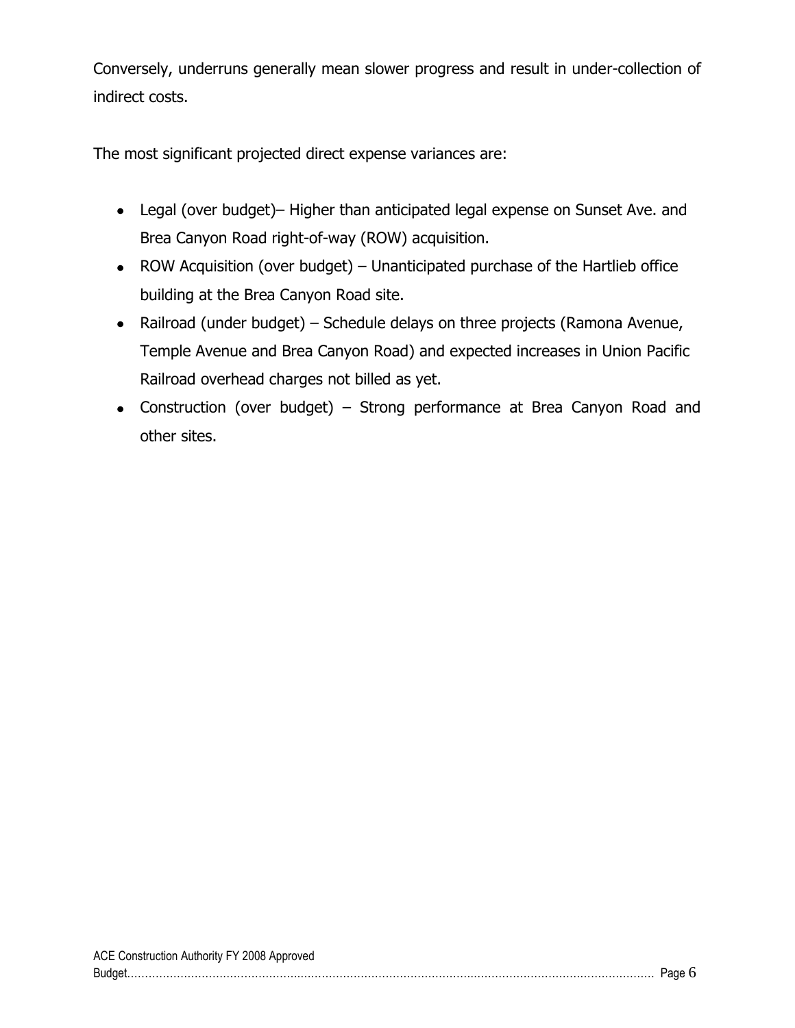Conversely, underruns generally mean slower progress and result in under-collection of indirect costs.

The most significant projected direct expense variances are:

- Legal (over budget)– Higher than anticipated legal expense on Sunset Ave. and Brea Canyon Road right-of-way (ROW) acquisition.
- ROW Acquisition (over budget) – Unanticipated purchase of the Hartlieb office building at the Brea Canyon Road site.
- Railroad (under budget) – Schedule delays on three projects (Ramona Avenue, Temple Avenue and Brea Canyon Road) and expected increases in Union Pacific Railroad overhead charges not billed as yet.
- Construction (over budget) – Strong performance at Brea Canyon Road and other sites.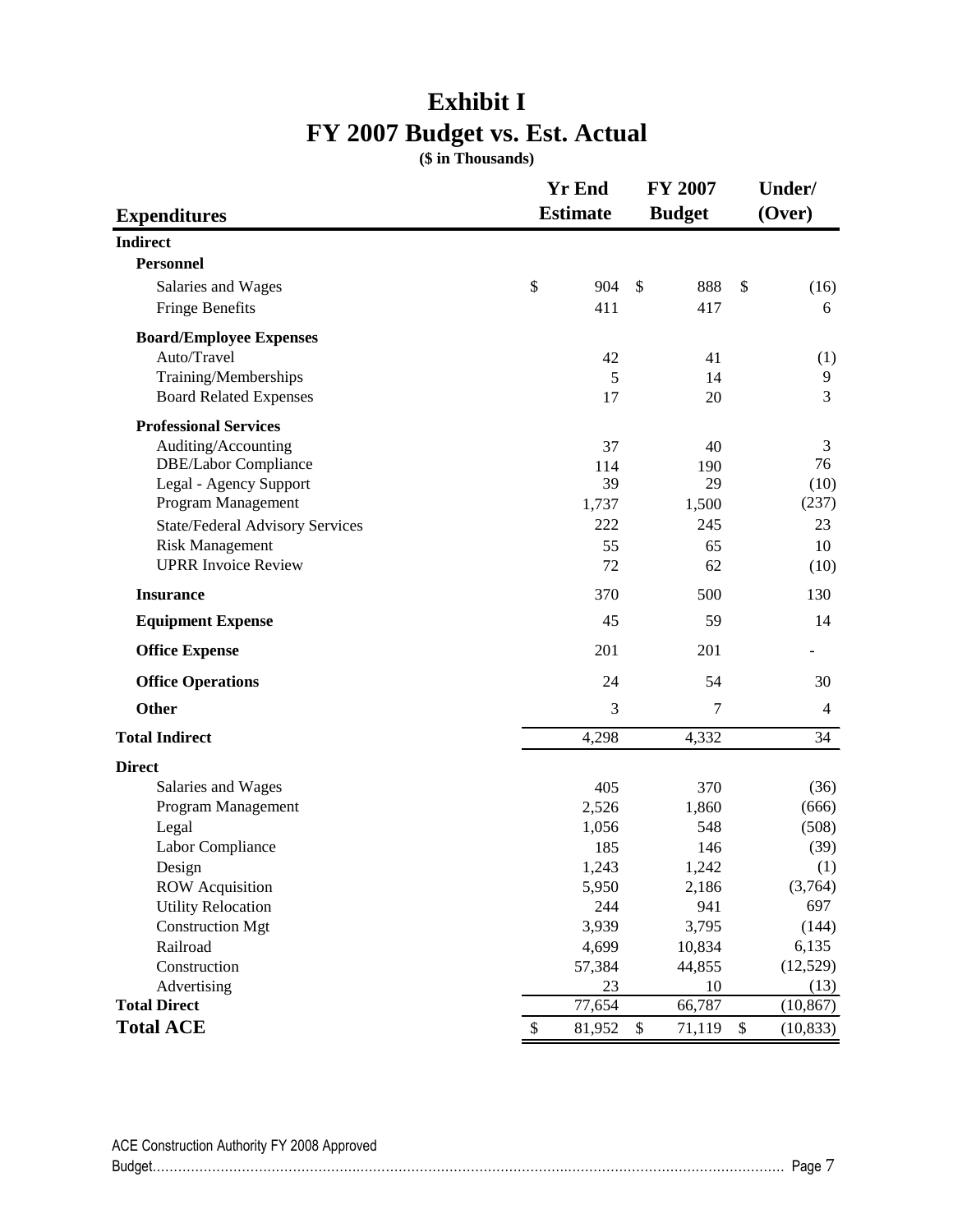# Exhibit I
# FY 2007 Budget vs. Est. Actual

**($ in Thousands)**

| Expenditures | Yr End Estimate | FY 2007 Budget | Under/ (Over) |
|---|---|---|---|
| **Indirect** | | | |
| **Personnel** | | | |
| Salaries and Wages | $ 904 | $ 888 | $ (16) |
| Fringe Benefits | 411 | 417 | 6 |
| **Board/Employee Expenses** | | | |
| Auto/Travel | 42 | 41 | (1) |
| Training/Memberships | 5 | 14 | 9 |
| Board Related Expenses | 17 | 20 | 3 |
| **Professional Services** | | | |
| Auditing/Accounting | 37 | 40 | 3 |
| DBE/Labor Compliance | 114 | 190 | 76 |
| Legal - Agency Support | 39 | 29 | (10) |
| Program Management | 1,737 | 1,500 | (237) |
| State/Federal Advisory Services | 222 | 245 | 23 |
| Risk Management | 55 | 65 | 10 |
| UPRR Invoice Review | 72 | 62 | (10) |
| **Insurance** | 370 | 500 | 130 |
| **Equipment Expense** | 45 | 59 | 14 |
| **Office Expense** | 201 | 201 | - |
| **Office Operations** | 24 | 54 | 30 |
| **Other** | 3 | 7 | 4 |
| **Total Indirect** | 4,298 | 4,332 | 34 |
| **Direct** | | | |
| Salaries and Wages | 405 | 370 | (36) |
| Program Management | 2,526 | 1,860 | (666) |
| Legal | 1,056 | 548 | (508) |
| Labor Compliance | 185 | 146 | (39) |
| Design | 1,243 | 1,242 | (1) |
| ROW Acquisition | 5,950 | 2,186 | (3,764) |
| Utility Relocation | 244 | 941 | 697 |
| Construction Mgt | 3,939 | 3,795 | (144) |
| Railroad | 4,699 | 10,834 | 6,135 |
| Construction | 57,384 | 44,855 | (12,529) |
| Advertising | 23 | 10 | (13) |
| **Total Direct** | 77,654 | 66,787 | (10,867) |
| **Total ACE** | $ 81,952 | $ 71,119 | $ (10,833) |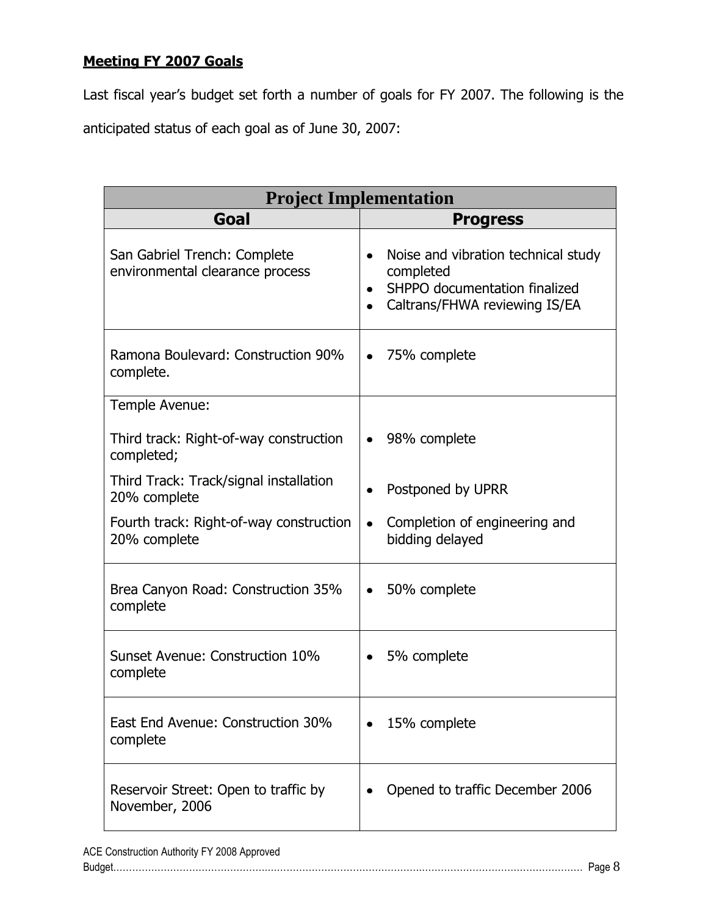**Meeting FY 2007 Goals**

Last fiscal year's budget set forth a number of goals for FY 2007. The following is the anticipated status of each goal as of June 30, 2007:

| Project Implementation | |
|---|---|
| **Goal** | **Progress** |
| San Gabriel Trench: Complete environmental clearance process | • Noise and vibration technical study completed<br>• SHPPO documentation finalized<br>• Caltrans/FHWA reviewing IS/EA |
| Ramona Boulevard: Construction 90% complete. | • 75% complete |
| Temple Avenue: | |
| Third track: Right-of-way construction completed; | • 98% complete |
| Third Track: Track/signal installation 20% complete | • Postponed by UPRR |
| Fourth track: Right-of-way construction 20% complete | • Completion of engineering and bidding delayed |
| Brea Canyon Road: Construction 35% complete | • 50% complete |
| Sunset Avenue: Construction 10% complete | • 5% complete |
| East End Avenue: Construction 30% complete | • 15% complete |
| Reservoir Street: Open to traffic by November, 2006 | • Opened to traffic December 2006 |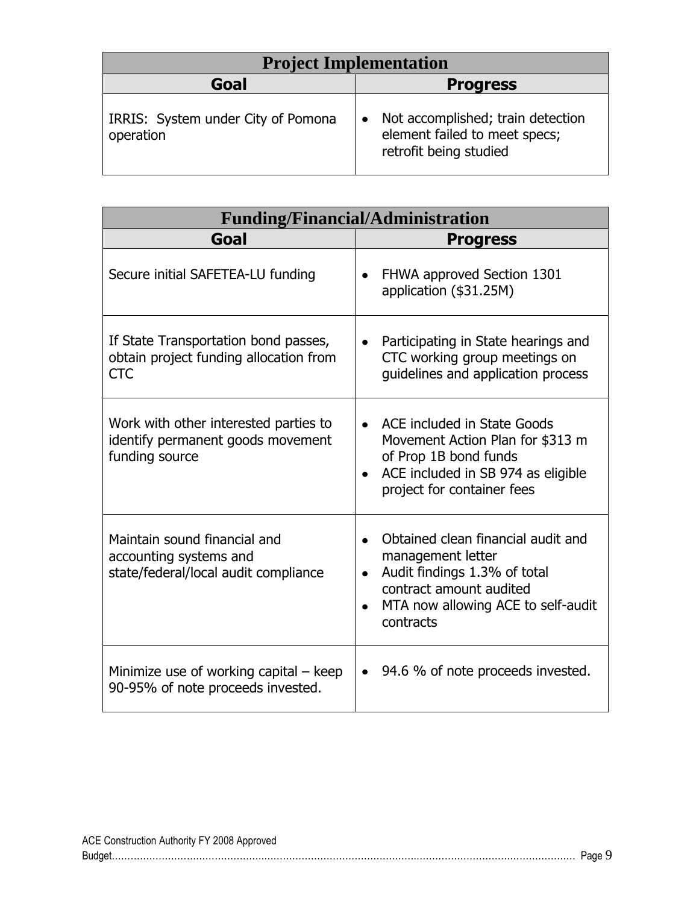| Project Implementation | |
|---|---|
| **Goal** | **Progress** |
| IRRIS: System under City of Pomona operation | • Not accomplished; train detection element failed to meet specs; retrofit being studied |

| Funding/Financial/Administration | |
|---|---|
| **Goal** | **Progress** |
| Secure initial SAFETEA-LU funding | • FHWA approved Section 1301 application ($31.25M) |
| If State Transportation bond passes, obtain project funding allocation from CTC | • Participating in State hearings and CTC working group meetings on guidelines and application process |
| Work with other interested parties to identify permanent goods movement funding source | • ACE included in State Goods Movement Action Plan for $313 m of Prop 1B bond funds<br>• ACE included in SB 974 as eligible project for container fees |
| Maintain sound financial and accounting systems and state/federal/local audit compliance | • Obtained clean financial audit and management letter<br>• Audit findings 1.3% of total contract amount audited<br>• MTA now allowing ACE to self-audit contracts |
| Minimize use of working capital – keep 90-95% of note proceeds invested. | • 94.6 % of note proceeds invested. |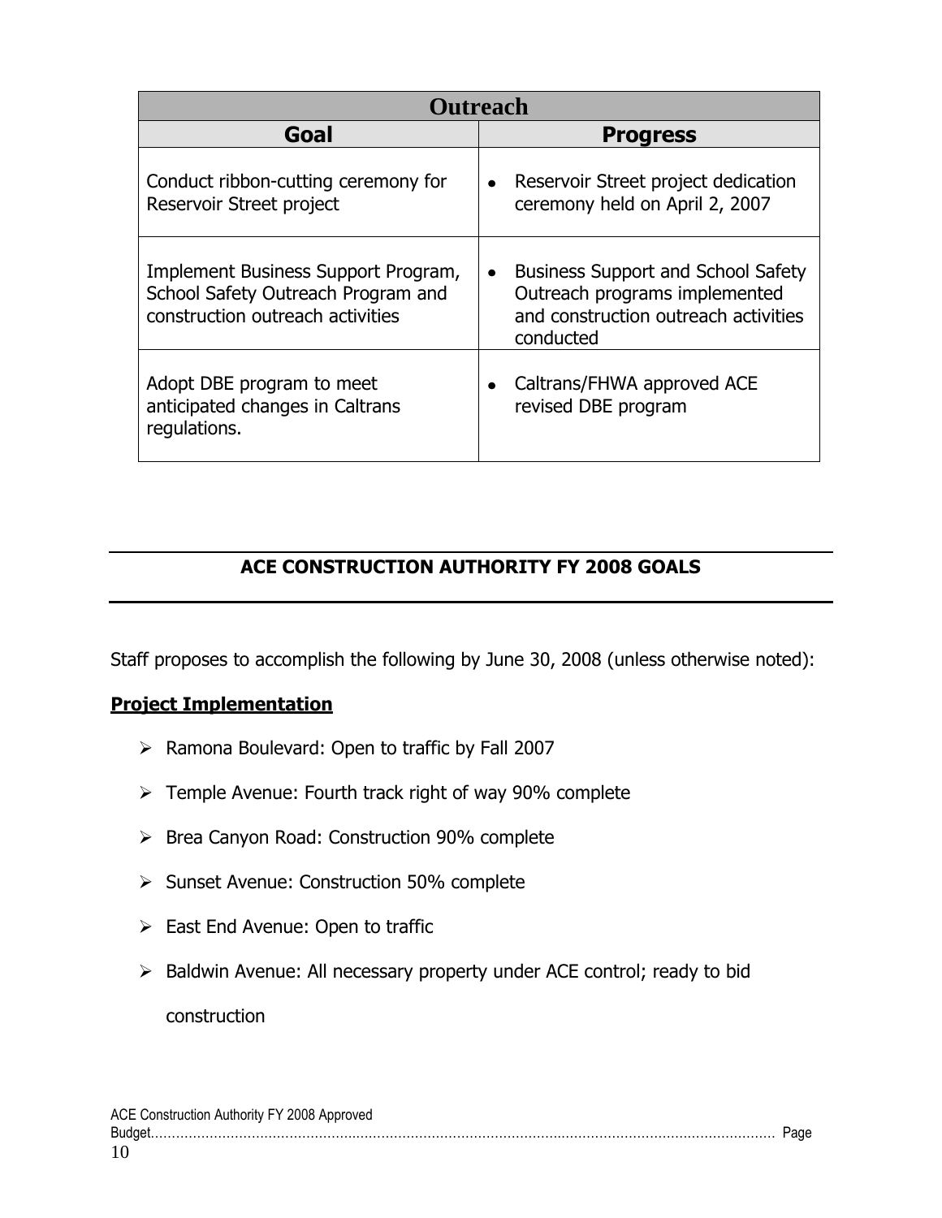| Outreach | |
|---|---|
| **Goal** | **Progress** |
| Conduct ribbon-cutting ceremony for Reservoir Street project | • Reservoir Street project dedication ceremony held on April 2, 2007 |
| Implement Business Support Program, School Safety Outreach Program and construction outreach activities | • Business Support and School Safety Outreach programs implemented and construction outreach activities conducted |
| Adopt DBE program to meet anticipated changes in Caltrans regulations. | • Caltrans/FHWA approved ACE revised DBE program |

## ACE CONSTRUCTION AUTHORITY FY 2008 GOALS

Staff proposes to accomplish the following by June 30, 2008 (unless otherwise noted):

**Project Implementation**

- Ramona Boulevard: Open to traffic by Fall 2007
- Temple Avenue: Fourth track right of way 90% complete
- Brea Canyon Road: Construction 90% complete
- Sunset Avenue: Construction 50% complete
- East End Avenue: Open to traffic
- Baldwin Avenue: All necessary property under ACE control; ready to bid construction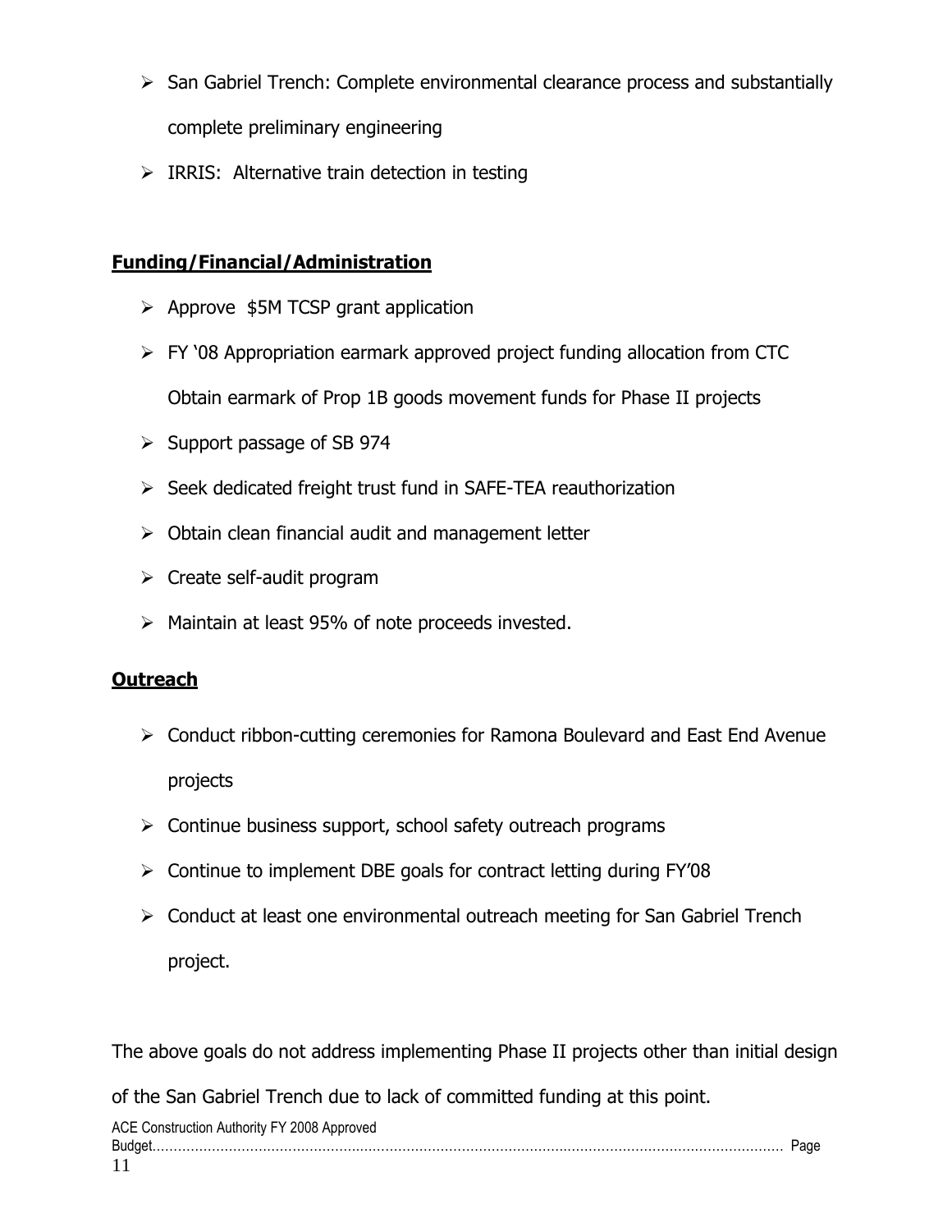- San Gabriel Trench: Complete environmental clearance process and substantially complete preliminary engineering
- IRRIS: Alternative train detection in testing

**Funding/Financial/Administration**

- Approve $5M TCSP grant application
- FY '08 Appropriation earmark approved project funding allocation from CTC Obtain earmark of Prop 1B goods movement funds for Phase II projects
- Support passage of SB 974
- Seek dedicated freight trust fund in SAFE-TEA reauthorization
- Obtain clean financial audit and management letter
- Create self-audit program
- Maintain at least 95% of note proceeds invested.

**Outreach**

- Conduct ribbon-cutting ceremonies for Ramona Boulevard and East End Avenue projects
- Continue business support, school safety outreach programs
- Continue to implement DBE goals for contract letting during FY'08
- Conduct at least one environmental outreach meeting for San Gabriel Trench project.

The above goals do not address implementing Phase II projects other than initial design of the San Gabriel Trench due to lack of committed funding at this point.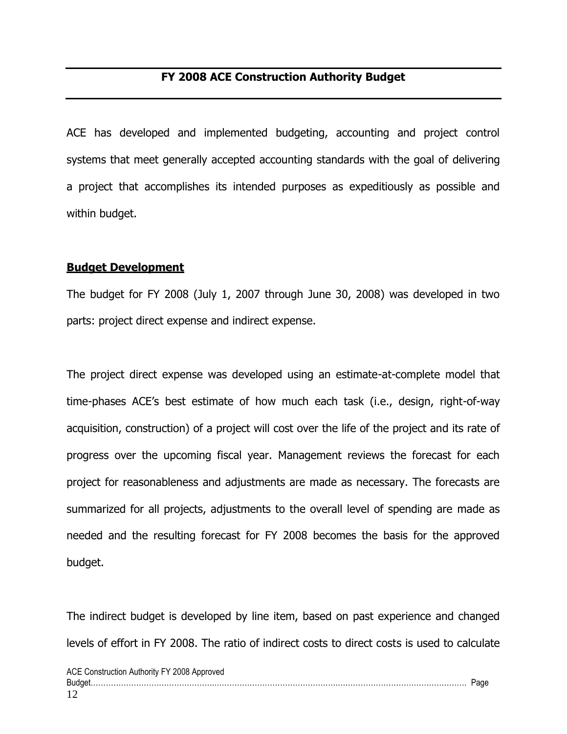## FY 2008 ACE Construction Authority Budget

ACE has developed and implemented budgeting, accounting and project control systems that meet generally accepted accounting standards with the goal of delivering a project that accomplishes its intended purposes as expeditiously as possible and within budget.

### Budget Development

The budget for FY 2008 (July 1, 2007 through June 30, 2008) was developed in two parts: project direct expense and indirect expense.

The project direct expense was developed using an estimate-at-complete model that time-phases ACE's best estimate of how much each task (i.e., design, right-of-way acquisition, construction) of a project will cost over the life of the project and its rate of progress over the upcoming fiscal year. Management reviews the forecast for each project for reasonableness and adjustments are made as necessary. The forecasts are summarized for all projects, adjustments to the overall level of spending are made as needed and the resulting forecast for FY 2008 becomes the basis for the approved budget.

The indirect budget is developed by line item, based on past experience and changed levels of effort in FY 2008. The ratio of indirect costs to direct costs is used to calculate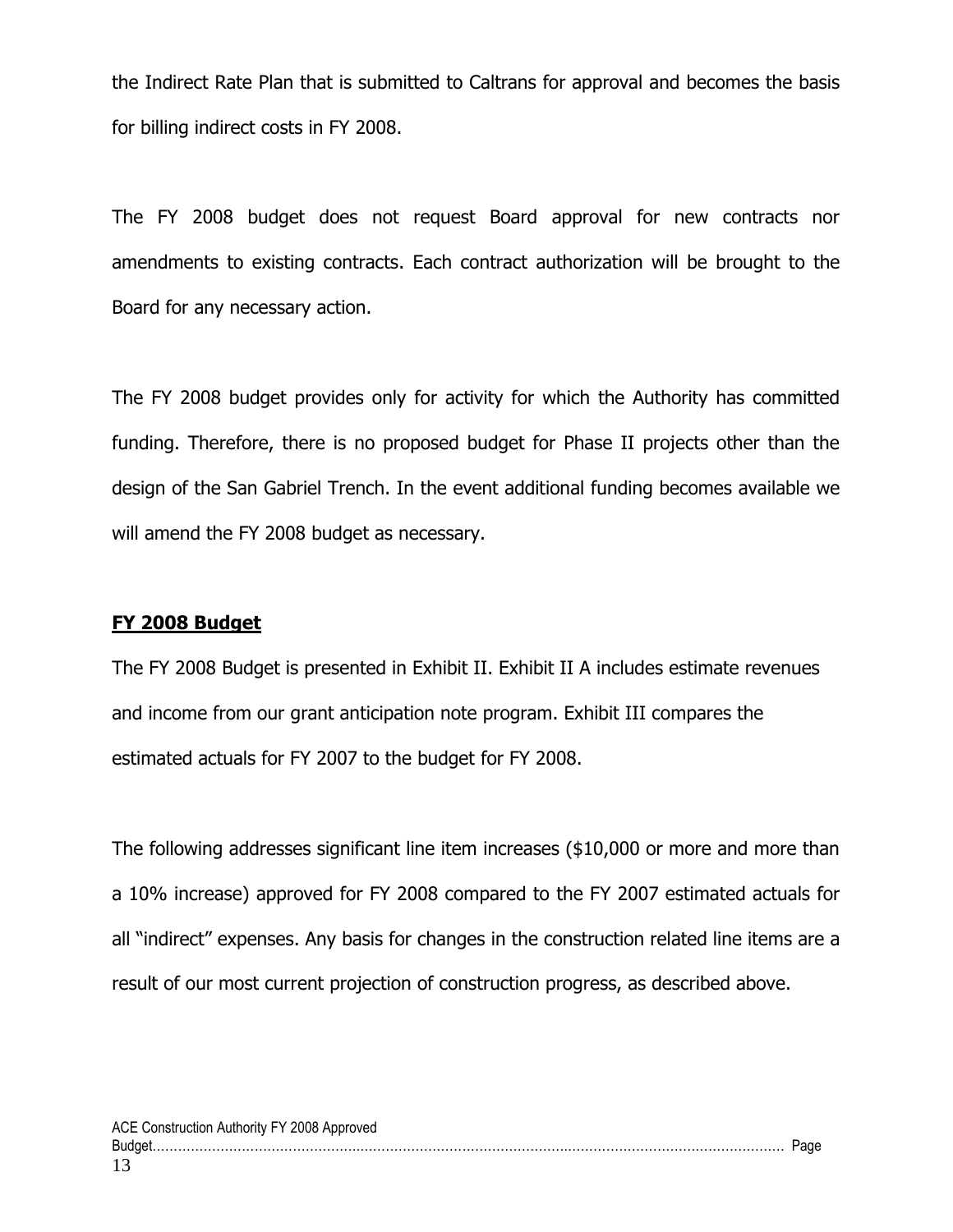the Indirect Rate Plan that is submitted to Caltrans for approval and becomes the basis for billing indirect costs in FY 2008.

The FY 2008 budget does not request Board approval for new contracts nor amendments to existing contracts. Each contract authorization will be brought to the Board for any necessary action.

The FY 2008 budget provides only for activity for which the Authority has committed funding. Therefore, there is no proposed budget for Phase II projects other than the design of the San Gabriel Trench. In the event additional funding becomes available we will amend the FY 2008 budget as necessary.

## **FY 2008 Budget**

The FY 2008 Budget is presented in Exhibit II. Exhibit II A includes estimate revenues and income from our grant anticipation note program. Exhibit III compares the estimated actuals for FY 2007 to the budget for FY 2008.

The following addresses significant line item increases ($10,000 or more and more than a 10% increase) approved for FY 2008 compared to the FY 2007 estimated actuals for all "indirect" expenses. Any basis for changes in the construction related line items are a result of our most current projection of construction progress, as described above.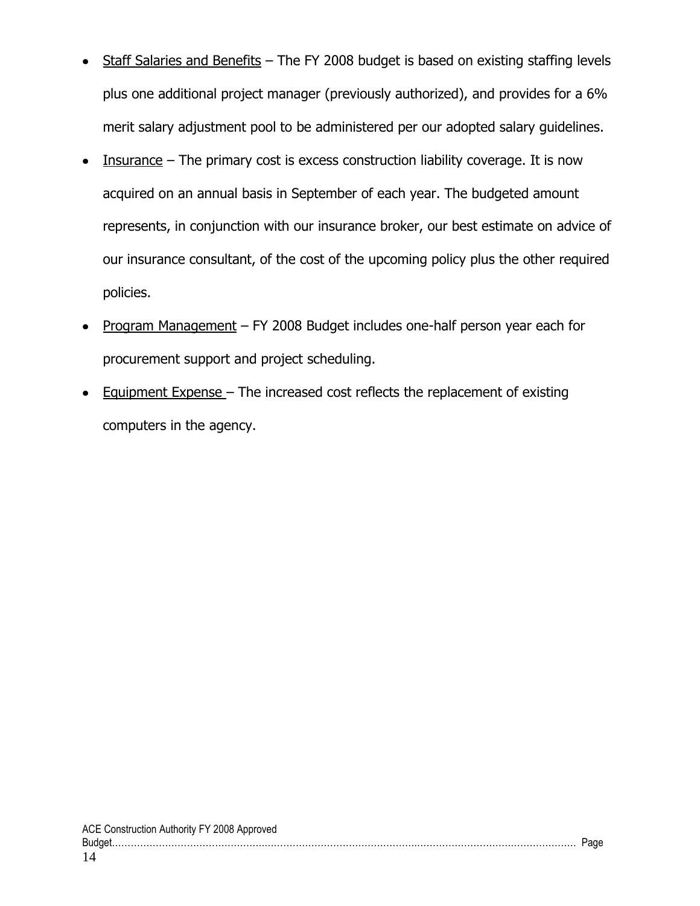- Staff Salaries and Benefits – The FY 2008 budget is based on existing staffing levels plus one additional project manager (previously authorized), and provides for a 6% merit salary adjustment pool to be administered per our adopted salary guidelines.
- Insurance – The primary cost is excess construction liability coverage. It is now acquired on an annual basis in September of each year. The budgeted amount represents, in conjunction with our insurance broker, our best estimate on advice of our insurance consultant, of the cost of the upcoming policy plus the other required policies.
- Program Management – FY 2008 Budget includes one-half person year each for procurement support and project scheduling.
- Equipment Expense – The increased cost reflects the replacement of existing computers in the agency.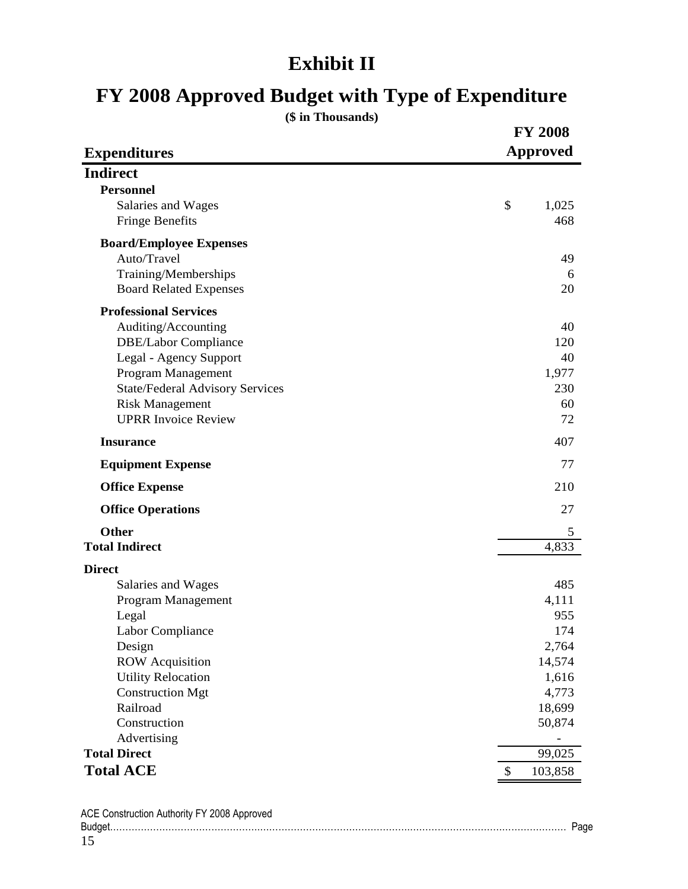# Exhibit II

## FY 2008 Approved Budget with Type of Expenditure

**($ in Thousands)**

| Expenditures | FY 2008 Approved |
|---|---|
| **Indirect** | |
| **Personnel** | |
| Salaries and Wages | $ 1,025 |
| Fringe Benefits | 468 |
| **Board/Employee Expenses** | |
| Auto/Travel | 49 |
| Training/Memberships | 6 |
| Board Related Expenses | 20 |
| **Professional Services** | |
| Auditing/Accounting | 40 |
| DBE/Labor Compliance | 120 |
| Legal - Agency Support | 40 |
| Program Management | 1,977 |
| State/Federal Advisory Services | 230 |
| Risk Management | 60 |
| UPRR Invoice Review | 72 |
| **Insurance** | 407 |
| **Equipment Expense** | 77 |
| **Office Expense** | 210 |
| **Office Operations** | 27 |
| **Other** | 5 |
| **Total Indirect** | 4,833 |
| **Direct** | |
| Salaries and Wages | 485 |
| Program Management | 4,111 |
| Legal | 955 |
| Labor Compliance | 174 |
| Design | 2,764 |
| ROW Acquisition | 14,574 |
| Utility Relocation | 1,616 |
| Construction Mgt | 4,773 |
| Railroad | 18,699 |
| Construction | 50,874 |
| Advertising | - |
| **Total Direct** | 99,025 |
| **Total ACE** | $ 103,858 |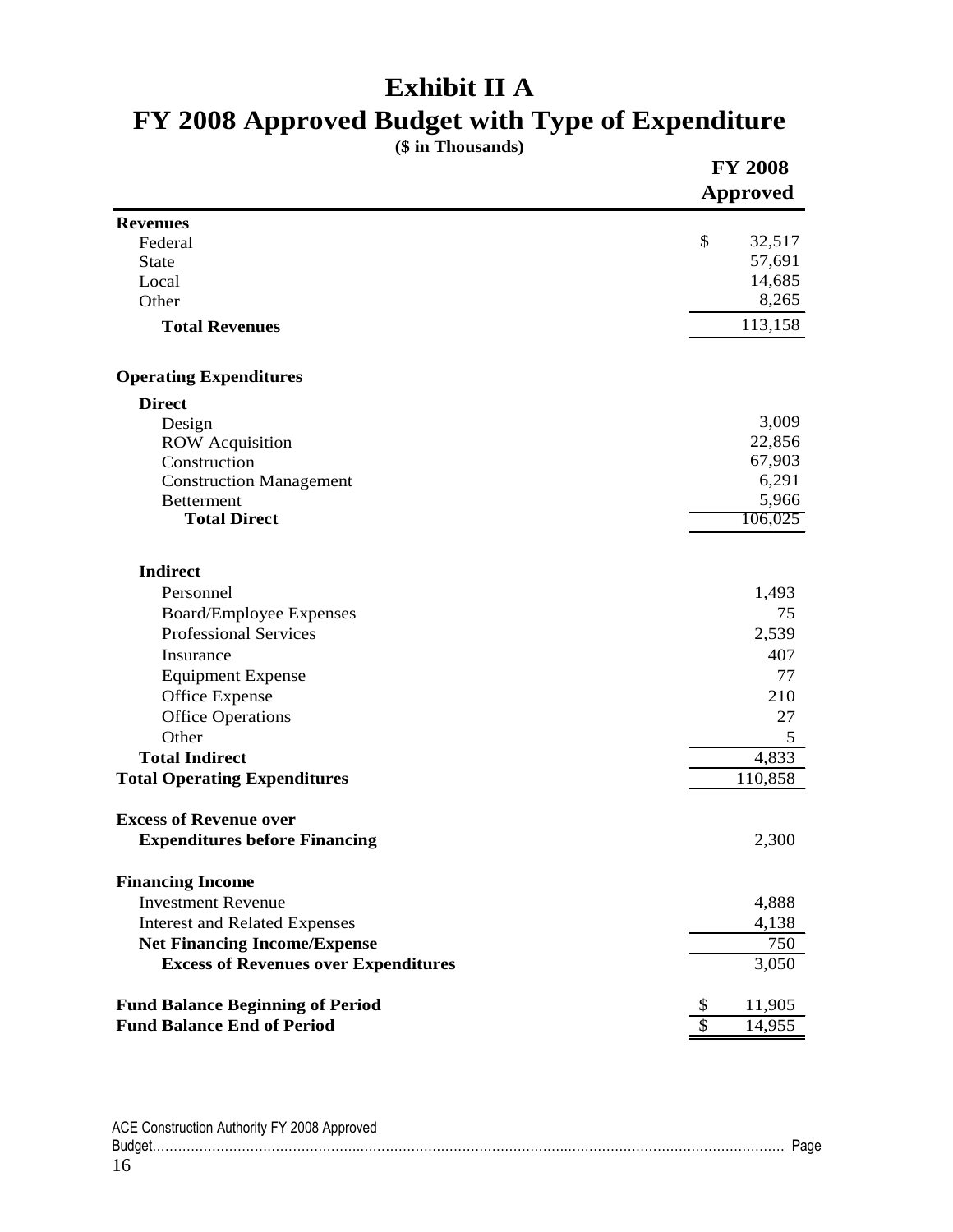# Exhibit II A

# FY 2008 Approved Budget with Type of Expenditure

**($ in Thousands)**

| | FY 2008 Approved |
|---|---|
| **Revenues** | |
| Federal | $ 32,517 |
| State | 57,691 |
| Local | 14,685 |
| Other | 8,265 |
| **Total Revenues** | 113,158 |
| | |
| **Operating Expenditures** | |
| **Direct** | |
| Design | 3,009 |
| ROW Acquisition | 22,856 |
| Construction | 67,903 |
| Construction Management | 6,291 |
| Betterment | 5,966 |
| **Total Direct** | 106,025 |
| | |
| **Indirect** | |
| Personnel | 1,493 |
| Board/Employee Expenses | 75 |
| Professional Services | 2,539 |
| Insurance | 407 |
| Equipment Expense | 77 |
| Office Expense | 210 |
| Office Operations | 27 |
| Other | 5 |
| **Total Indirect** | 4,833 |
| **Total Operating Expenditures** | 110,858 |
| | |
| **Excess of Revenue over Expenditures before Financing** | 2,300 |
| | |
| **Financing Income** | |
| Investment Revenue | 4,888 |
| Interest and Related Expenses | 4,138 |
| **Net Financing Income/Expense** | 750 |
| **Excess of Revenues over Expenditures** | 3,050 |
| | |
| **Fund Balance Beginning of Period** | $ 11,905 |
| **Fund Balance End of Period** | $ 14,955 |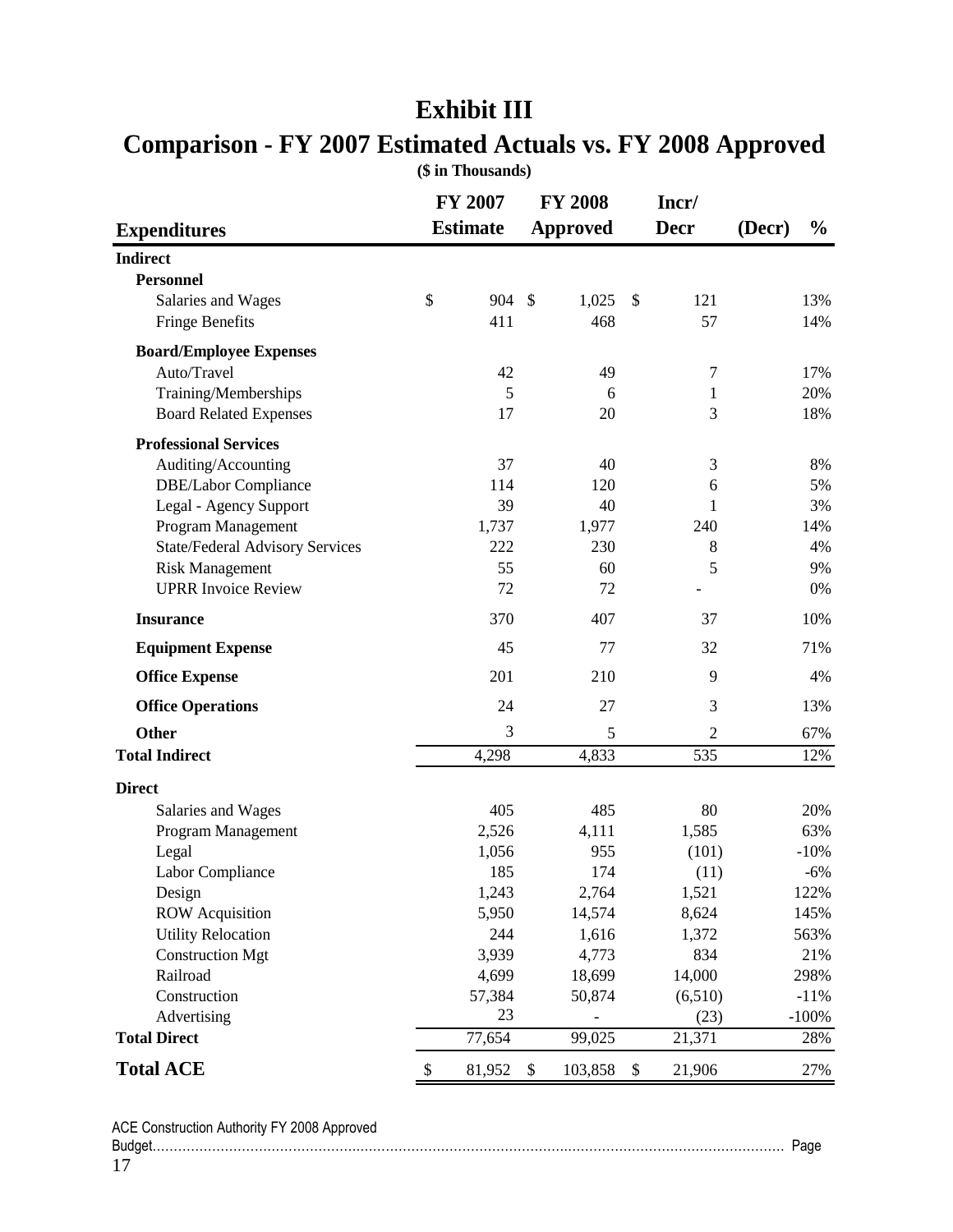# Exhibit III

## Comparison - FY 2007 Estimated Actuals vs. FY 2008 Approved

**($ in Thousands)**

| Expenditures | FY 2007 Estimate | FY 2008 Approved | Incr/ Decr (Decr) | % |
|---|---|---|---|---|
| **Indirect** | | | | |
| **Personnel** | | | | |
| Salaries and Wages | $ 904 | $ 1,025 | $ 121 | 13% |
| Fringe Benefits | 411 | 468 | 57 | 14% |
| **Board/Employee Expenses** | | | | |
| Auto/Travel | 42 | 49 | 7 | 17% |
| Training/Memberships | 5 | 6 | 1 | 20% |
| Board Related Expenses | 17 | 20 | 3 | 18% |
| **Professional Services** | | | | |
| Auditing/Accounting | 37 | 40 | 3 | 8% |
| DBE/Labor Compliance | 114 | 120 | 6 | 5% |
| Legal - Agency Support | 39 | 40 | 1 | 3% |
| Program Management | 1,737 | 1,977 | 240 | 14% |
| State/Federal Advisory Services | 222 | 230 | 8 | 4% |
| Risk Management | 55 | 60 | 5 | 9% |
| UPRR Invoice Review | 72 | 72 | - | 0% |
| **Insurance** | 370 | 407 | 37 | 10% |
| **Equipment Expense** | 45 | 77 | 32 | 71% |
| **Office Expense** | 201 | 210 | 9 | 4% |
| **Office Operations** | 24 | 27 | 3 | 13% |
| **Other** | 3 | 5 | 2 | 67% |
| **Total Indirect** | 4,298 | 4,833 | 535 | 12% |
| **Direct** | | | | |
| Salaries and Wages | 405 | 485 | 80 | 20% |
| Program Management | 2,526 | 4,111 | 1,585 | 63% |
| Legal | 1,056 | 955 | (101) | -10% |
| Labor Compliance | 185 | 174 | (11) | -6% |
| Design | 1,243 | 2,764 | 1,521 | 122% |
| ROW Acquisition | 5,950 | 14,574 | 8,624 | 145% |
| Utility Relocation | 244 | 1,616 | 1,372 | 563% |
| Construction Mgt | 3,939 | 4,773 | 834 | 21% |
| Railroad | 4,699 | 18,699 | 14,000 | 298% |
| Construction | 57,384 | 50,874 | (6,510) | -11% |
| Advertising | 23 | - | (23) | -100% |
| **Total Direct** | 77,654 | 99,025 | 21,371 | 28% |
| **Total ACE** | $ 81,952 | $ 103,858 | $ 21,906 | 27% |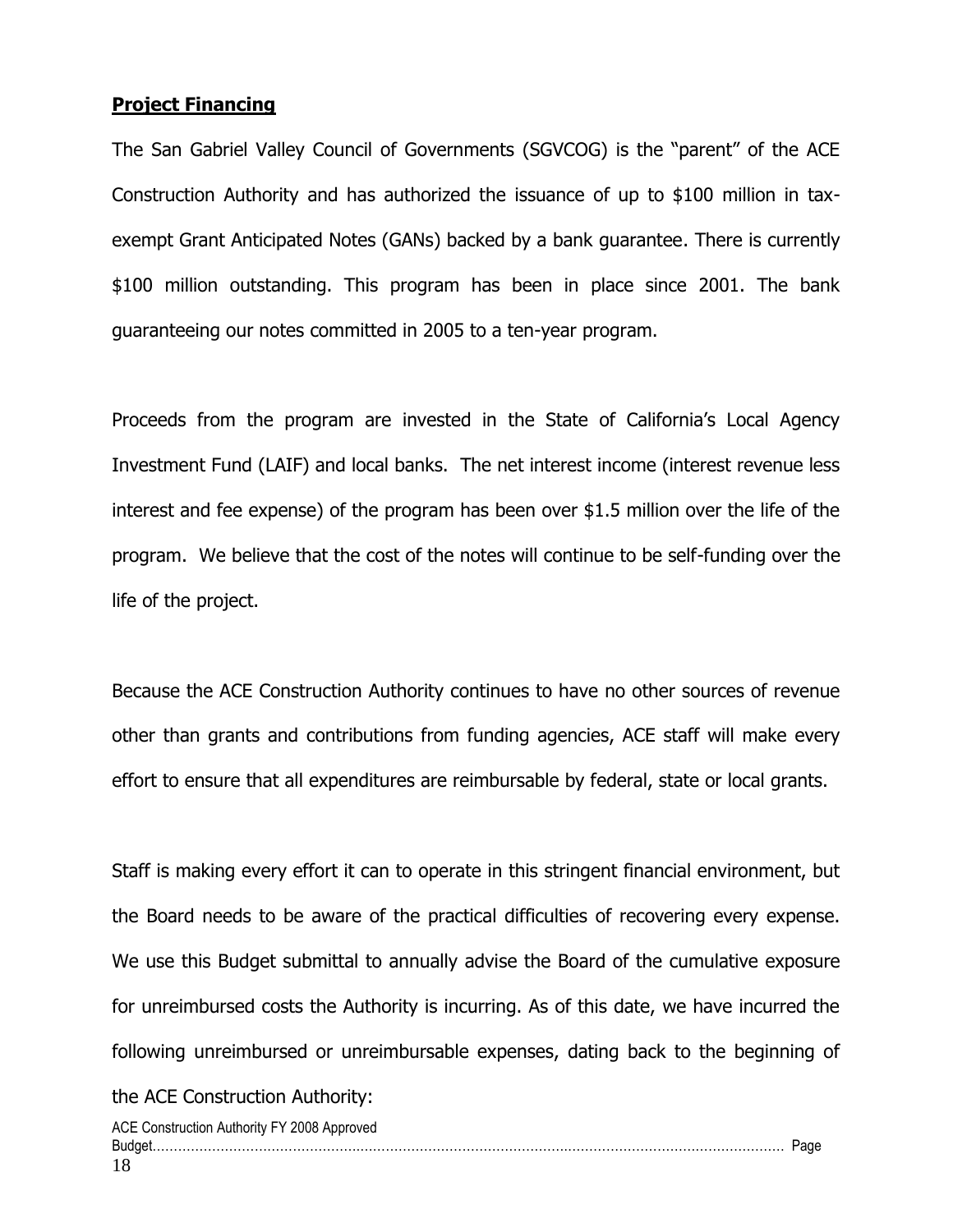**Project Financing**

The San Gabriel Valley Council of Governments (SGVCOG) is the "parent" of the ACE Construction Authority and has authorized the issuance of up to \$100 million in tax-exempt Grant Anticipated Notes (GANs) backed by a bank guarantee. There is currently \$100 million outstanding. This program has been in place since 2001. The bank guaranteeing our notes committed in 2005 to a ten-year program.

Proceeds from the program are invested in the State of California's Local Agency Investment Fund (LAIF) and local banks. The net interest income (interest revenue less interest and fee expense) of the program has been over \$1.5 million over the life of the program. We believe that the cost of the notes will continue to be self-funding over the life of the project.

Because the ACE Construction Authority continues to have no other sources of revenue other than grants and contributions from funding agencies, ACE staff will make every effort to ensure that all expenditures are reimbursable by federal, state or local grants.

Staff is making every effort it can to operate in this stringent financial environment, but the Board needs to be aware of the practical difficulties of recovering every expense. We use this Budget submittal to annually advise the Board of the cumulative exposure for unreimbursed costs the Authority is incurring. As of this date, we have incurred the following unreimbursed or unreimbursable expenses, dating back to the beginning of the ACE Construction Authority: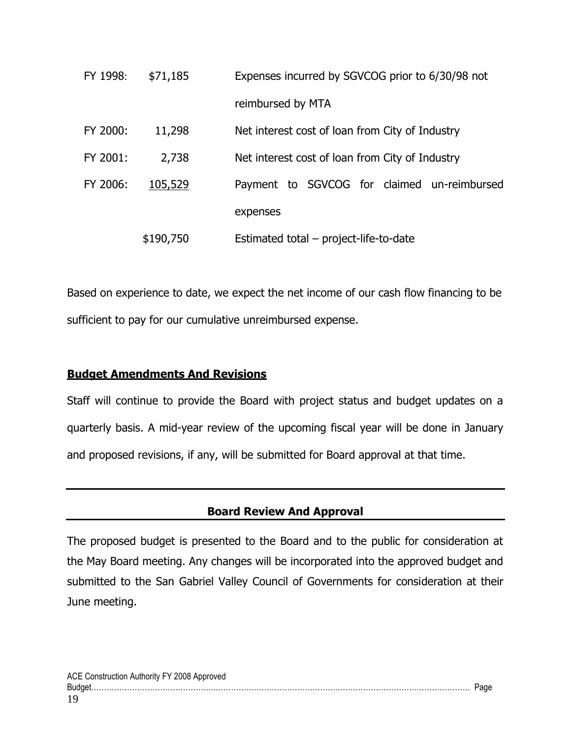| | | |
|---|---|---|
| FY 1998: | $71,185 | Expenses incurred by SGVCOG prior to 6/30/98 not reimbursed by MTA |
| FY 2000: | 11,298 | Net interest cost of loan from City of Industry |
| FY 2001: | 2,738 | Net interest cost of loan from City of Industry |
| FY 2006: | 105,529 | Payment to SGVCOG for claimed un-reimbursed expenses |
| | $190,750 | Estimated total – project-life-to-date |

Based on experience to date, we expect the net income of our cash flow financing to be sufficient to pay for our cumulative unreimbursed expense.

## Budget Amendments And Revisions

Staff will continue to provide the Board with project status and budget updates on a quarterly basis. A mid-year review of the upcoming fiscal year will be done in January and proposed revisions, if any, will be submitted for Board approval at that time.

## Board Review And Approval

The proposed budget is presented to the Board and to the public for consideration at the May Board meeting. Any changes will be incorporated into the approved budget and submitted to the San Gabriel Valley Council of Governments for consideration at their June meeting.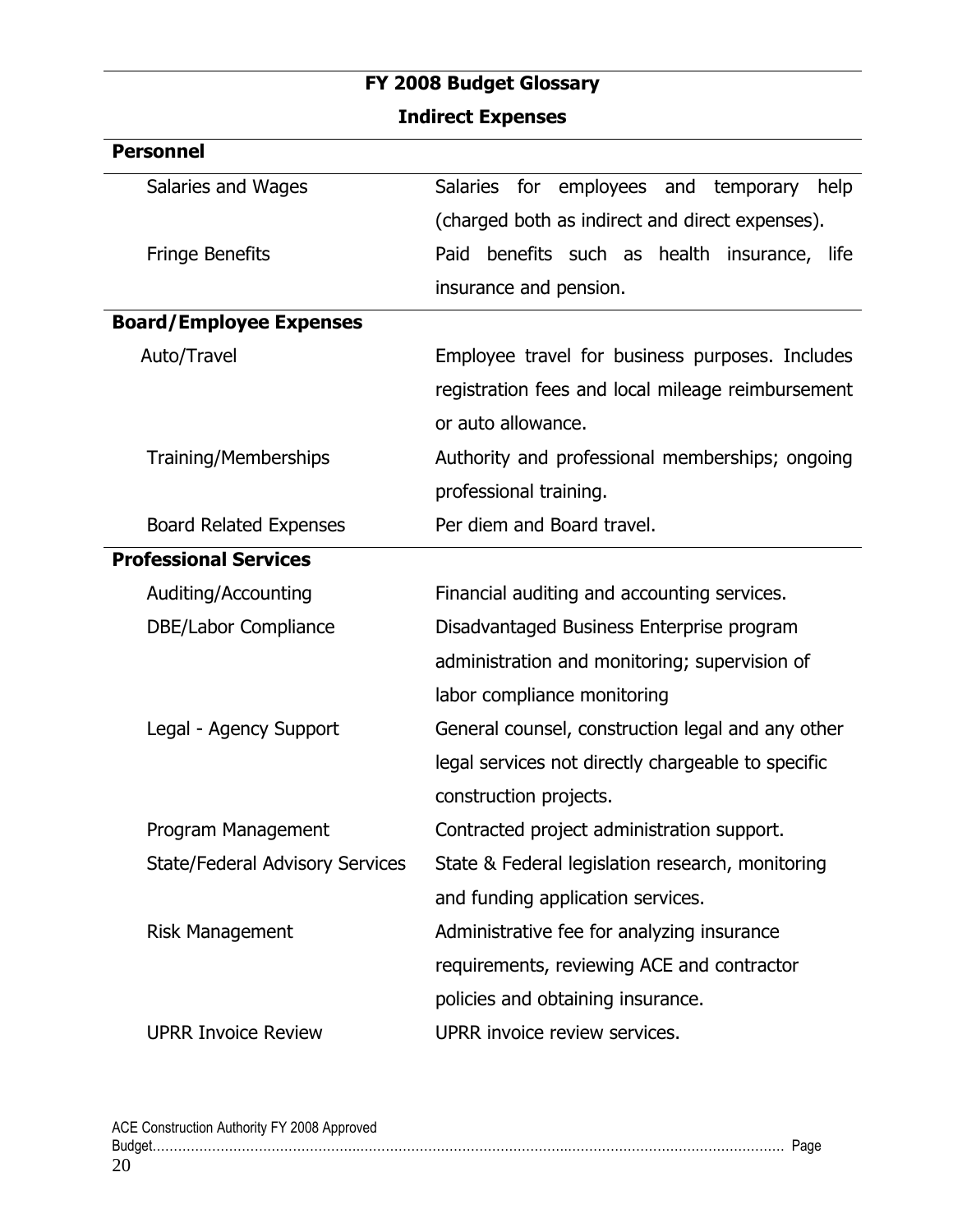## FY 2008 Budget Glossary

### Indirect Expenses

| **Personnel** | |
|---|---|
| Salaries and Wages | Salaries for employees and temporary help (charged both as indirect and direct expenses). |
| Fringe Benefits | Paid benefits such as health insurance, life insurance and pension. |
| **Board/Employee Expenses** | |
| Auto/Travel | Employee travel for business purposes. Includes registration fees and local mileage reimbursement or auto allowance. |
| Training/Memberships | Authority and professional memberships; ongoing professional training. |
| Board Related Expenses | Per diem and Board travel. |
| **Professional Services** | |
| Auditing/Accounting | Financial auditing and accounting services. |
| DBE/Labor Compliance | Disadvantaged Business Enterprise program administration and monitoring; supervision of labor compliance monitoring |
| Legal - Agency Support | General counsel, construction legal and any other legal services not directly chargeable to specific construction projects. |
| Program Management | Contracted project administration support. |
| State/Federal Advisory Services | State & Federal legislation research, monitoring and funding application services. |
| Risk Management | Administrative fee for analyzing insurance requirements, reviewing ACE and contractor policies and obtaining insurance. |
| UPRR Invoice Review | UPRR invoice review services. |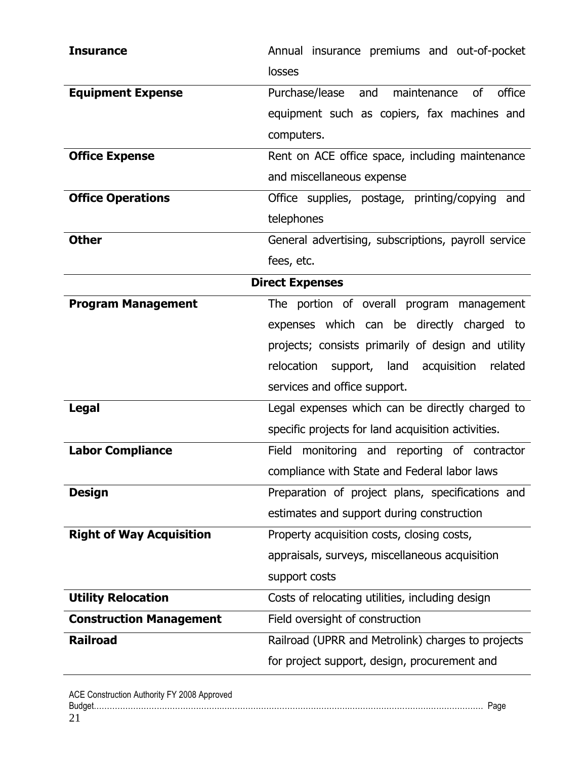| | |
|---|---|
| **Insurance** | Annual insurance premiums and out-of-pocket losses |
| **Equipment Expense** | Purchase/lease and maintenance of office equipment such as copiers, fax machines and computers. |
| **Office Expense** | Rent on ACE office space, including maintenance and miscellaneous expense |
| **Office Operations** | Office supplies, postage, printing/copying and telephones |
| **Other** | General advertising, subscriptions, payroll service fees, etc. |
| **Direct Expenses** | |
| **Program Management** | The portion of overall program management expenses which can be directly charged to projects; consists primarily of design and utility relocation support, land acquisition related services and office support. |
| **Legal** | Legal expenses which can be directly charged to specific projects for land acquisition activities. |
| **Labor Compliance** | Field monitoring and reporting of contractor compliance with State and Federal labor laws |
| **Design** | Preparation of project plans, specifications and estimates and support during construction |
| **Right of Way Acquisition** | Property acquisition costs, closing costs, appraisals, surveys, miscellaneous acquisition support costs |
| **Utility Relocation** | Costs of relocating utilities, including design |
| **Construction Management** | Field oversight of construction |
| **Railroad** | Railroad (UPRR and Metrolink) charges to projects for project support, design, procurement and |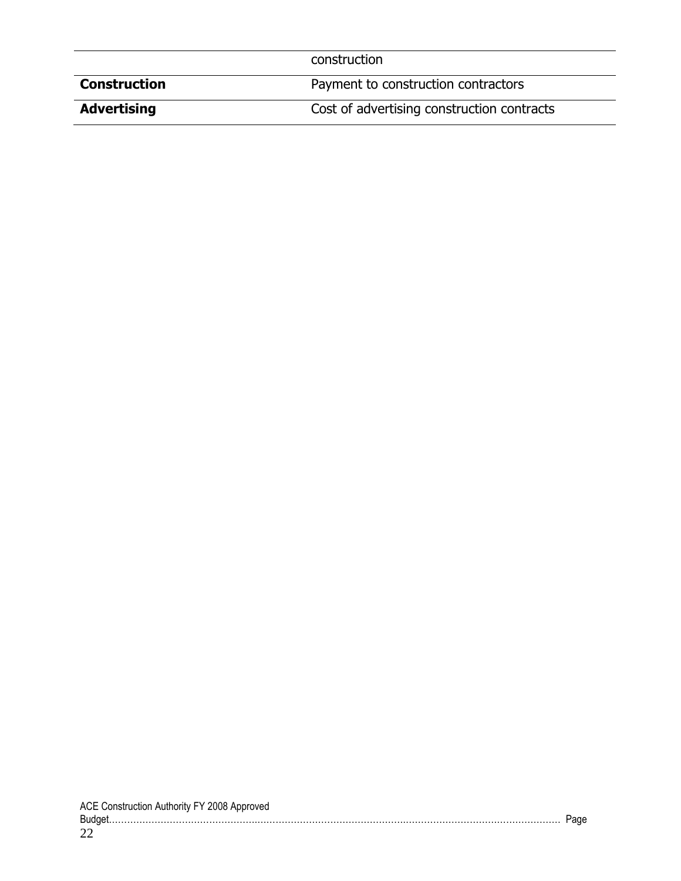| | |
|---|---|
| | construction |
| **Construction** | Payment to construction contractors |
| **Advertising** | Cost of advertising construction contracts |